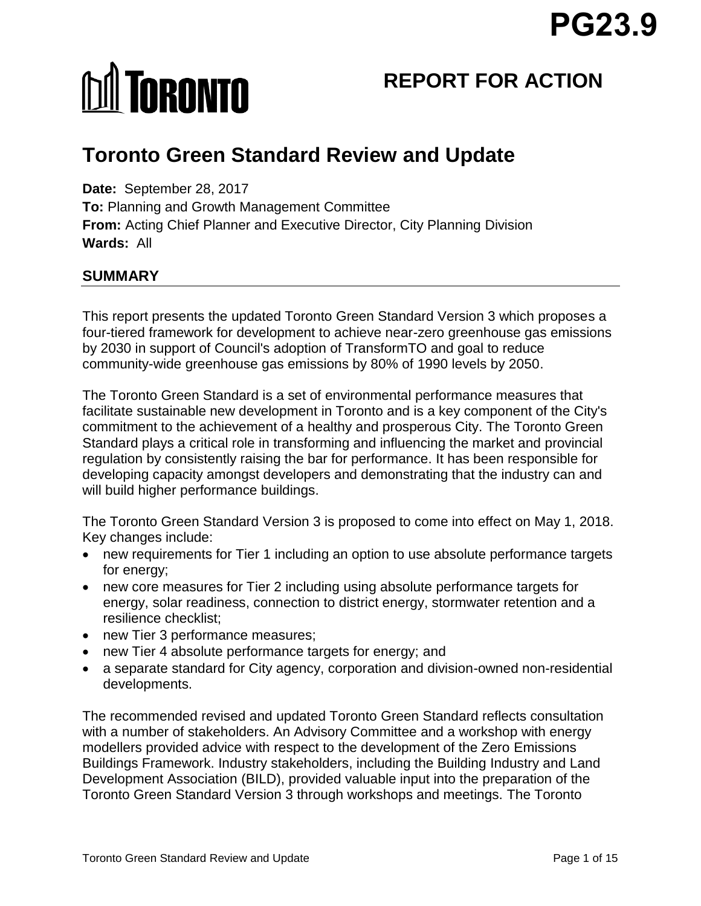PG23.9

TORONTO

# REPORT FOR ACTION

## Toronto Green Standard Review and Update

**Date:** September 28, 2017
**To:** Planning and Growth Management Committee
**From:** Acting Chief Planner and Executive Director, City Planning Division
**Wards:** All

## SUMMARY

This report presents the updated Toronto Green Standard Version 3 which proposes a four-tiered framework for development to achieve near-zero greenhouse gas emissions by 2030 in support of Council's adoption of TransformTO and goal to reduce community-wide greenhouse gas emissions by 80% of 1990 levels by 2050.

The Toronto Green Standard is a set of environmental performance measures that facilitate sustainable new development in Toronto and is a key component of the City's commitment to the achievement of a healthy and prosperous City. The Toronto Green Standard plays a critical role in transforming and influencing the market and provincial regulation by consistently raising the bar for performance. It has been responsible for developing capacity amongst developers and demonstrating that the industry can and will build higher performance buildings.

The Toronto Green Standard Version 3 is proposed to come into effect on May 1, 2018. Key changes include:

- new requirements for Tier 1 including an option to use absolute performance targets for energy;
- new core measures for Tier 2 including using absolute performance targets for energy, solar readiness, connection to district energy, stormwater retention and a resilience checklist;
- new Tier 3 performance measures;
- new Tier 4 absolute performance targets for energy; and
- a separate standard for City agency, corporation and division-owned non-residential developments.

The recommended revised and updated Toronto Green Standard reflects consultation with a number of stakeholders. An Advisory Committee and a workshop with energy modellers provided advice with respect to the development of the Zero Emissions Buildings Framework. Industry stakeholders, including the Building Industry and Land Development Association (BILD), provided valuable input into the preparation of the Toronto Green Standard Version 3 through workshops and meetings. The Toronto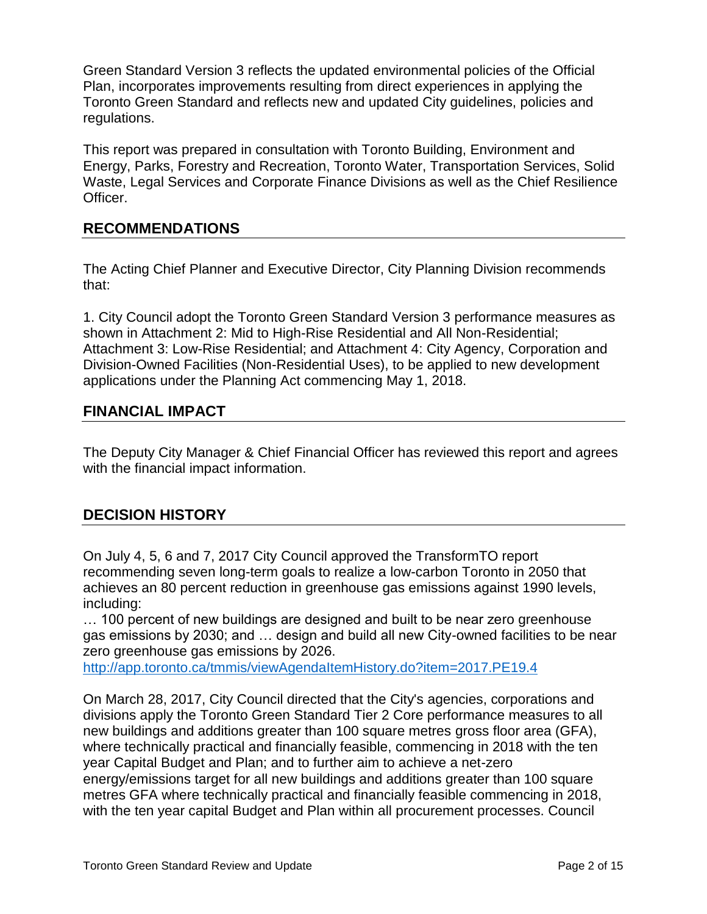Green Standard Version 3 reflects the updated environmental policies of the Official Plan, incorporates improvements resulting from direct experiences in applying the Toronto Green Standard and reflects new and updated City guidelines, policies and regulations.

This report was prepared in consultation with Toronto Building, Environment and Energy, Parks, Forestry and Recreation, Toronto Water, Transportation Services, Solid Waste, Legal Services and Corporate Finance Divisions as well as the Chief Resilience Officer.

## RECOMMENDATIONS

The Acting Chief Planner and Executive Director, City Planning Division recommends that:

1. City Council adopt the Toronto Green Standard Version 3 performance measures as shown in Attachment 2: Mid to High-Rise Residential and All Non-Residential; Attachment 3: Low-Rise Residential; and Attachment 4: City Agency, Corporation and Division-Owned Facilities (Non-Residential Uses), to be applied to new development applications under the Planning Act commencing May 1, 2018.

## FINANCIAL IMPACT

The Deputy City Manager & Chief Financial Officer has reviewed this report and agrees with the financial impact information.

## DECISION HISTORY

On July 4, 5, 6 and 7, 2017 City Council approved the TransformTO report recommending seven long-term goals to realize a low-carbon Toronto in 2050 that achieves an 80 percent reduction in greenhouse gas emissions against 1990 levels, including:

… 100 percent of new buildings are designed and built to be near zero greenhouse gas emissions by 2030; and … design and build all new City-owned facilities to be near zero greenhouse gas emissions by 2026.

http://app.toronto.ca/tmmis/viewAgendaItemHistory.do?item=2017.PE19.4

On March 28, 2017, City Council directed that the City's agencies, corporations and divisions apply the Toronto Green Standard Tier 2 Core performance measures to all new buildings and additions greater than 100 square metres gross floor area (GFA), where technically practical and financially feasible, commencing in 2018 with the ten year Capital Budget and Plan; and to further aim to achieve a net-zero energy/emissions target for all new buildings and additions greater than 100 square metres GFA where technically practical and financially feasible commencing in 2018, with the ten year capital Budget and Plan within all procurement processes. Council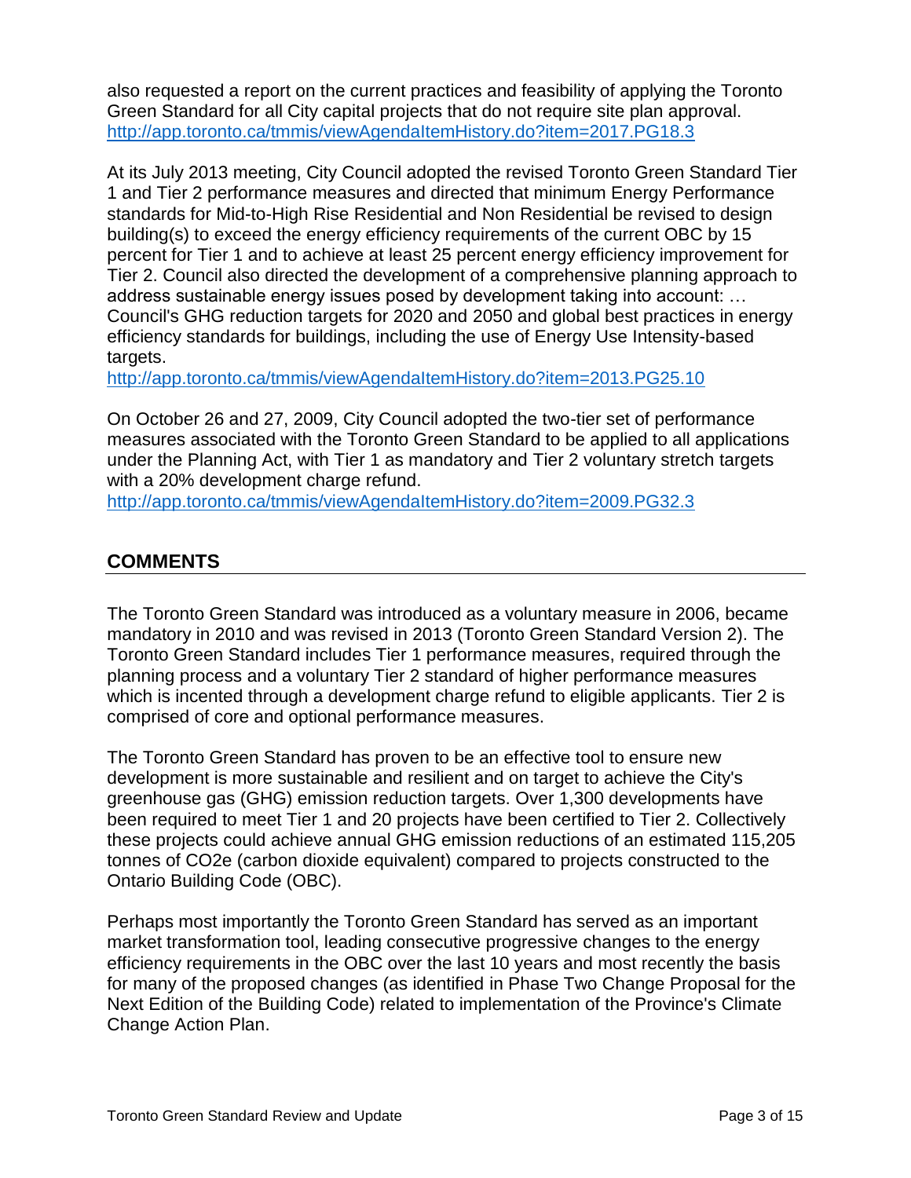also requested a report on the current practices and feasibility of applying the Toronto Green Standard for all City capital projects that do not require site plan approval.
http://app.toronto.ca/tmmis/viewAgendaItemHistory.do?item=2017.PG18.3

At its July 2013 meeting, City Council adopted the revised Toronto Green Standard Tier 1 and Tier 2 performance measures and directed that minimum Energy Performance standards for Mid-to-High Rise Residential and Non Residential be revised to design building(s) to exceed the energy efficiency requirements of the current OBC by 15 percent for Tier 1 and to achieve at least 25 percent energy efficiency improvement for Tier 2. Council also directed the development of a comprehensive planning approach to address sustainable energy issues posed by development taking into account: … Council's GHG reduction targets for 2020 and 2050 and global best practices in energy efficiency standards for buildings, including the use of Energy Use Intensity-based targets.
http://app.toronto.ca/tmmis/viewAgendaItemHistory.do?item=2013.PG25.10

On October 26 and 27, 2009, City Council adopted the two-tier set of performance measures associated with the Toronto Green Standard to be applied to all applications under the Planning Act, with Tier 1 as mandatory and Tier 2 voluntary stretch targets with a 20% development charge refund.
http://app.toronto.ca/tmmis/viewAgendaItemHistory.do?item=2009.PG32.3

## COMMENTS

The Toronto Green Standard was introduced as a voluntary measure in 2006, became mandatory in 2010 and was revised in 2013 (Toronto Green Standard Version 2). The Toronto Green Standard includes Tier 1 performance measures, required through the planning process and a voluntary Tier 2 standard of higher performance measures which is incented through a development charge refund to eligible applicants. Tier 2 is comprised of core and optional performance measures.

The Toronto Green Standard has proven to be an effective tool to ensure new development is more sustainable and resilient and on target to achieve the City's greenhouse gas (GHG) emission reduction targets. Over 1,300 developments have been required to meet Tier 1 and 20 projects have been certified to Tier 2. Collectively these projects could achieve annual GHG emission reductions of an estimated 115,205 tonnes of $CO_2e$ (carbon dioxide equivalent) compared to projects constructed to the Ontario Building Code (OBC).

Perhaps most importantly the Toronto Green Standard has served as an important market transformation tool, leading consecutive progressive changes to the energy efficiency requirements in the OBC over the last 10 years and most recently the basis for many of the proposed changes (as identified in Phase Two Change Proposal for the Next Edition of the Building Code) related to implementation of the Province's Climate Change Action Plan.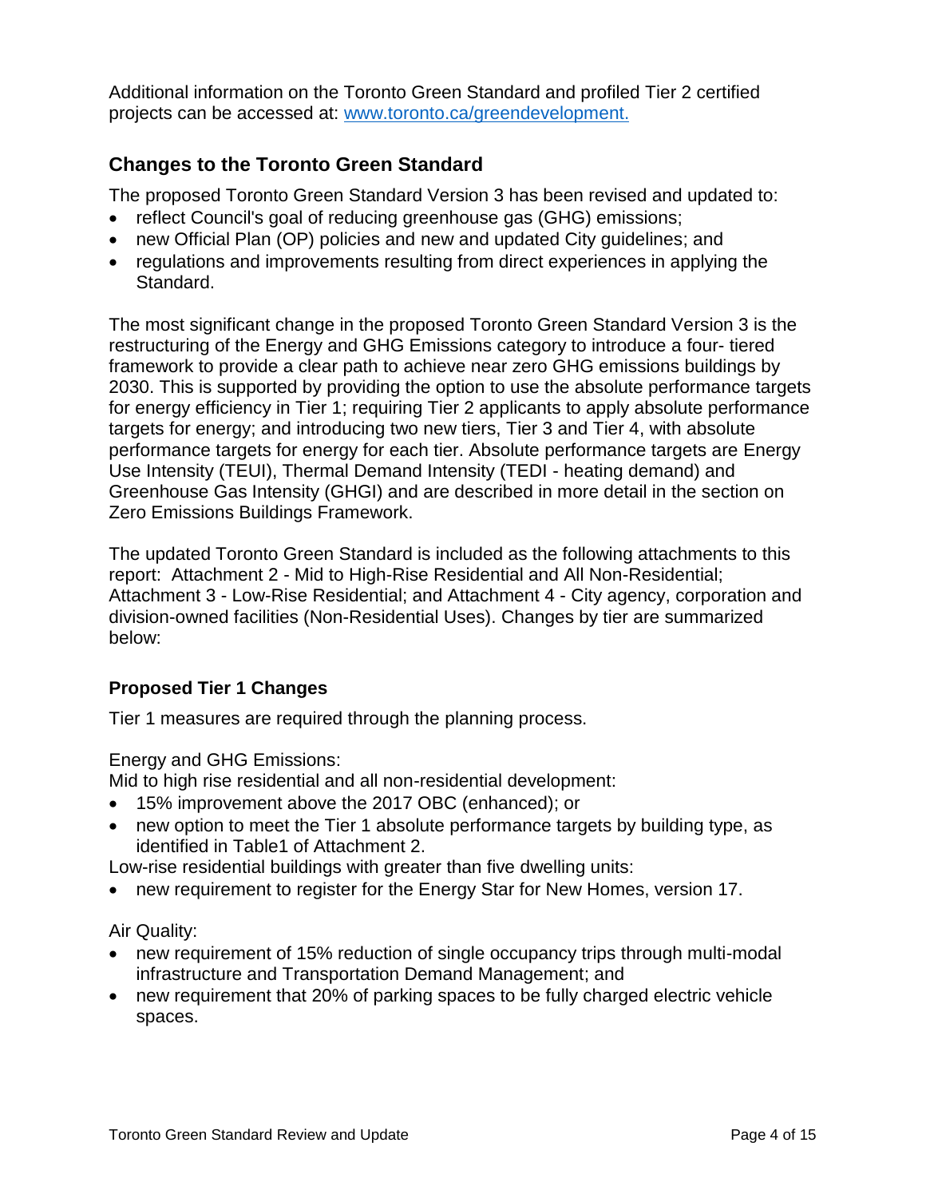Additional information on the Toronto Green Standard and profiled Tier 2 certified projects can be accessed at: [www.toronto.ca/greendevelopment.](http://www.toronto.ca/greendevelopment)

## Changes to the Toronto Green Standard

The proposed Toronto Green Standard Version 3 has been revised and updated to:

- reflect Council's goal of reducing greenhouse gas (GHG) emissions;
- new Official Plan (OP) policies and new and updated City guidelines; and
- regulations and improvements resulting from direct experiences in applying the Standard.

The most significant change in the proposed Toronto Green Standard Version 3 is the restructuring of the Energy and GHG Emissions category to introduce a four- tiered framework to provide a clear path to achieve near zero GHG emissions buildings by 2030. This is supported by providing the option to use the absolute performance targets for energy efficiency in Tier 1; requiring Tier 2 applicants to apply absolute performance targets for energy; and introducing two new tiers, Tier 3 and Tier 4, with absolute performance targets for energy for each tier. Absolute performance targets are Energy Use Intensity (TEUI), Thermal Demand Intensity (TEDI - heating demand) and Greenhouse Gas Intensity (GHGI) and are described in more detail in the section on Zero Emissions Buildings Framework.

The updated Toronto Green Standard is included as the following attachments to this report: Attachment 2 - Mid to High-Rise Residential and All Non-Residential; Attachment 3 - Low-Rise Residential; and Attachment 4 - City agency, corporation and division-owned facilities (Non-Residential Uses). Changes by tier are summarized below:

### Proposed Tier 1 Changes

Tier 1 measures are required through the planning process.

Energy and GHG Emissions:
Mid to high rise residential and all non-residential development:

- 15% improvement above the 2017 OBC (enhanced); or
- new option to meet the Tier 1 absolute performance targets by building type, as identified in Table1 of Attachment 2.

Low-rise residential buildings with greater than five dwelling units:

- new requirement to register for the Energy Star for New Homes, version 17.

Air Quality:

- new requirement of 15% reduction of single occupancy trips through multi-modal infrastructure and Transportation Demand Management; and
- new requirement that 20% of parking spaces to be fully charged electric vehicle spaces.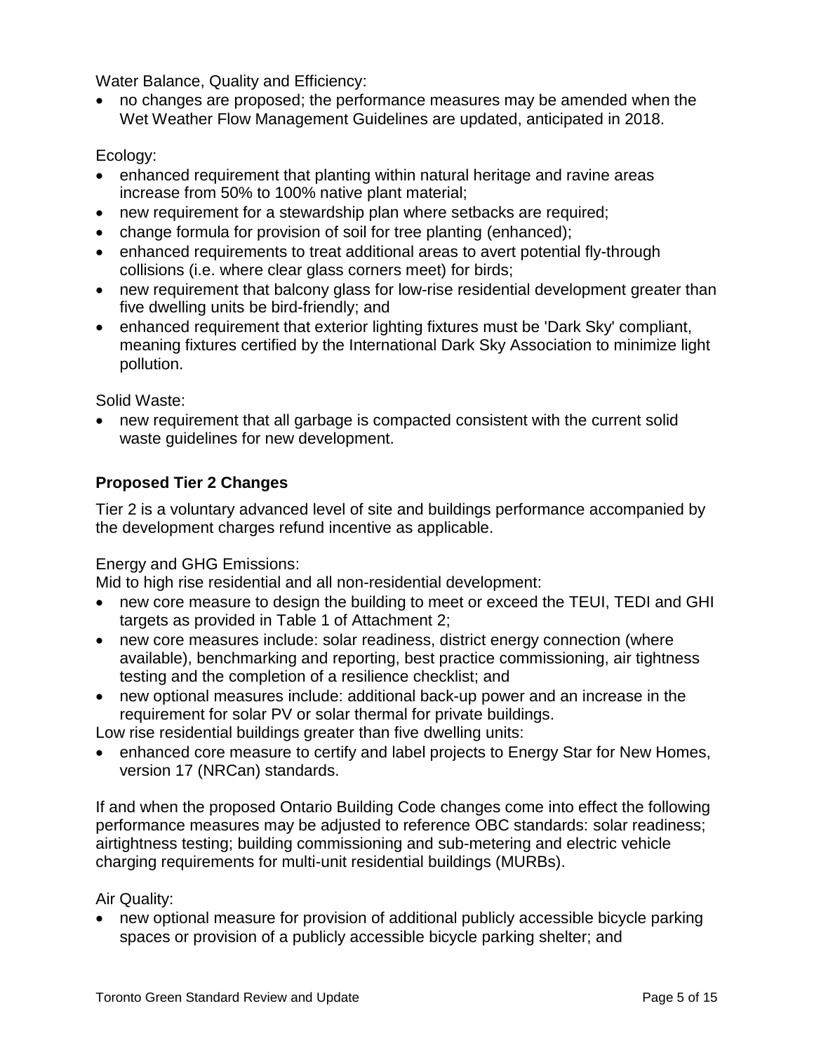Water Balance, Quality and Efficiency:

- no changes are proposed; the performance measures may be amended when the Wet Weather Flow Management Guidelines are updated, anticipated in 2018.

Ecology:

- enhanced requirement that planting within natural heritage and ravine areas increase from 50% to 100% native plant material;
- new requirement for a stewardship plan where setbacks are required;
- change formula for provision of soil for tree planting (enhanced);
- enhanced requirements to treat additional areas to avert potential fly-through collisions (i.e. where clear glass corners meet) for birds;
- new requirement that balcony glass for low-rise residential development greater than five dwelling units be bird-friendly; and
- enhanced requirement that exterior lighting fixtures must be 'Dark Sky' compliant, meaning fixtures certified by the International Dark Sky Association to minimize light pollution.

Solid Waste:

- new requirement that all garbage is compacted consistent with the current solid waste guidelines for new development.

**Proposed Tier 2 Changes**

Tier 2 is a voluntary advanced level of site and buildings performance accompanied by the development charges refund incentive as applicable.

Energy and GHG Emissions:

Mid to high rise residential and all non-residential development:

- new core measure to design the building to meet or exceed the TEUI, TEDI and GHI targets as provided in Table 1 of Attachment 2;
- new core measures include: solar readiness, district energy connection (where available), benchmarking and reporting, best practice commissioning, air tightness testing and the completion of a resilience checklist; and
- new optional measures include: additional back-up power and an increase in the requirement for solar PV or solar thermal for private buildings.

Low rise residential buildings greater than five dwelling units:

- enhanced core measure to certify and label projects to Energy Star for New Homes, version 17 (NRCan) standards.

If and when the proposed Ontario Building Code changes come into effect the following performance measures may be adjusted to reference OBC standards: solar readiness; airtightness testing; building commissioning and sub-metering and electric vehicle charging requirements for multi-unit residential buildings (MURBs).

Air Quality:

- new optional measure for provision of additional publicly accessible bicycle parking spaces or provision of a publicly accessible bicycle parking shelter; and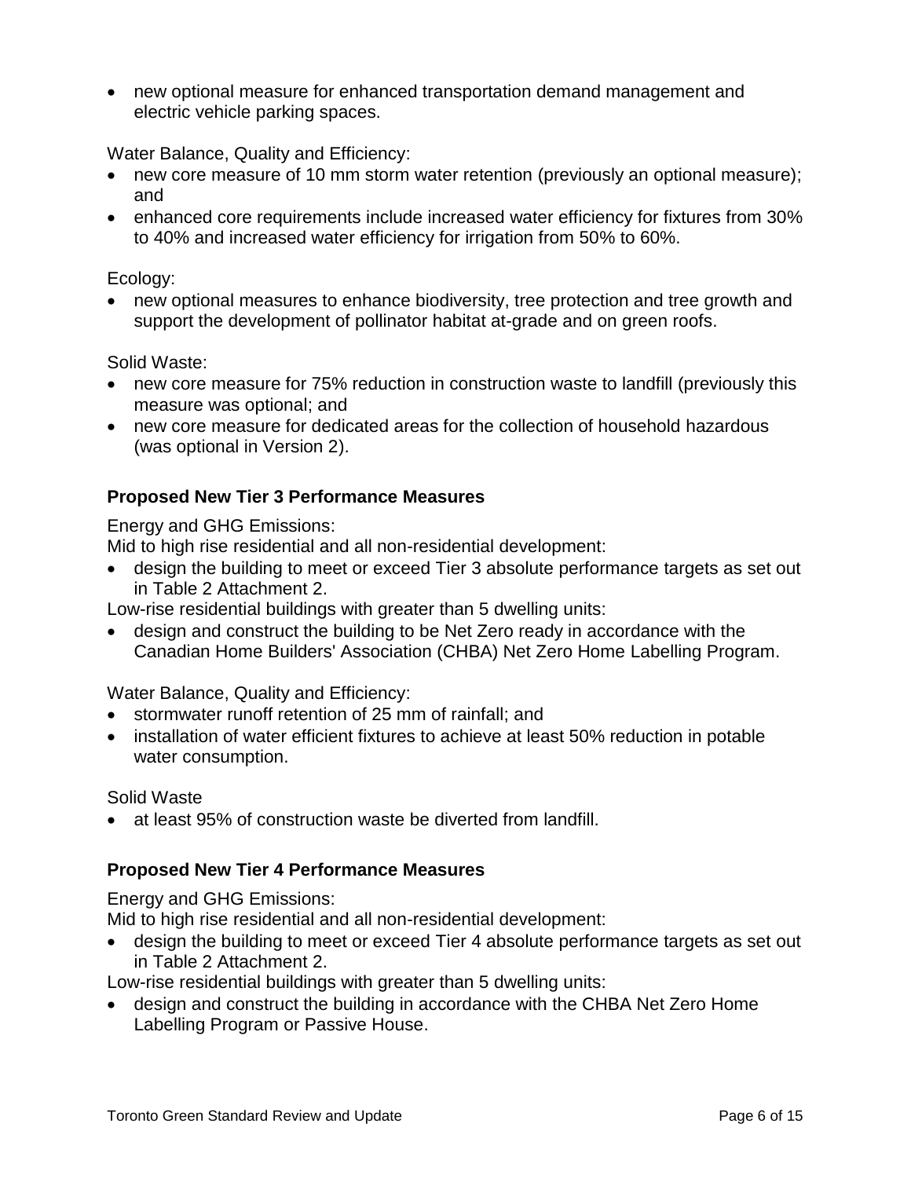- new optional measure for enhanced transportation demand management and electric vehicle parking spaces.

Water Balance, Quality and Efficiency:

- new core measure of 10 mm storm water retention (previously an optional measure); and
- enhanced core requirements include increased water efficiency for fixtures from 30% to 40% and increased water efficiency for irrigation from 50% to 60%.

Ecology:

- new optional measures to enhance biodiversity, tree protection and tree growth and support the development of pollinator habitat at-grade and on green roofs.

Solid Waste:

- new core measure for 75% reduction in construction waste to landfill (previously this measure was optional; and
- new core measure for dedicated areas for the collection of household hazardous (was optional in Version 2).

**Proposed New Tier 3 Performance Measures**

Energy and GHG Emissions:
Mid to high rise residential and all non-residential development:

- design the building to meet or exceed Tier 3 absolute performance targets as set out in Table 2 Attachment 2.

Low-rise residential buildings with greater than 5 dwelling units:

- design and construct the building to be Net Zero ready in accordance with the Canadian Home Builders' Association (CHBA) Net Zero Home Labelling Program.

Water Balance, Quality and Efficiency:

- stormwater runoff retention of 25 mm of rainfall; and
- installation of water efficient fixtures to achieve at least 50% reduction in potable water consumption.

Solid Waste

- at least 95% of construction waste be diverted from landfill.

**Proposed New Tier 4 Performance Measures**

Energy and GHG Emissions:
Mid to high rise residential and all non-residential development:

- design the building to meet or exceed Tier 4 absolute performance targets as set out in Table 2 Attachment 2.

Low-rise residential buildings with greater than 5 dwelling units:

- design and construct the building in accordance with the CHBA Net Zero Home Labelling Program or Passive House.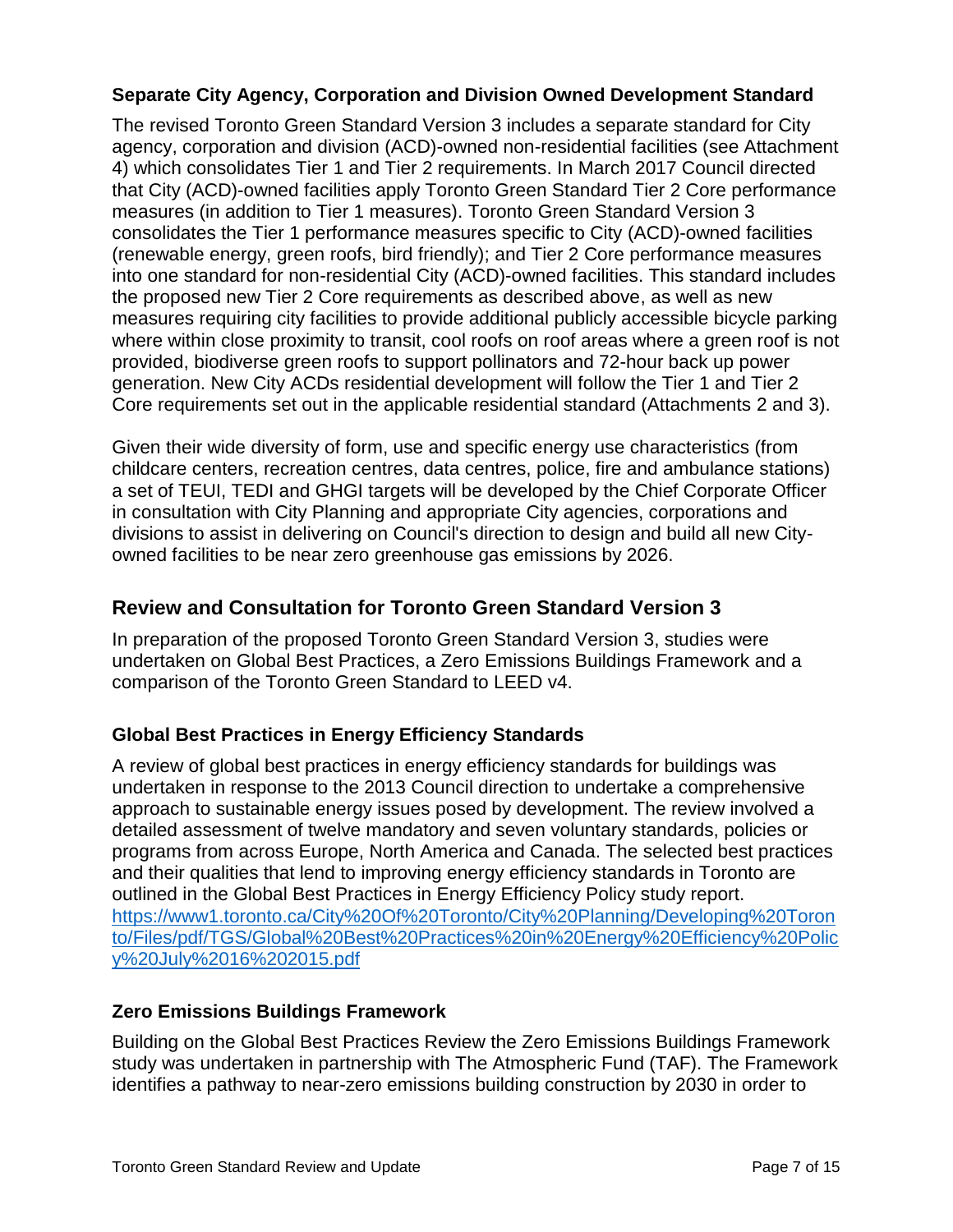### Separate City Agency, Corporation and Division Owned Development Standard

The revised Toronto Green Standard Version 3 includes a separate standard for City agency, corporation and division (ACD)-owned non-residential facilities (see Attachment 4) which consolidates Tier 1 and Tier 2 requirements. In March 2017 Council directed that City (ACD)-owned facilities apply Toronto Green Standard Tier 2 Core performance measures (in addition to Tier 1 measures). Toronto Green Standard Version 3 consolidates the Tier 1 performance measures specific to City (ACD)-owned facilities (renewable energy, green roofs, bird friendly); and Tier 2 Core performance measures into one standard for non-residential City (ACD)-owned facilities. This standard includes the proposed new Tier 2 Core requirements as described above, as well as new measures requiring city facilities to provide additional publicly accessible bicycle parking where within close proximity to transit, cool roofs on roof areas where a green roof is not provided, biodiverse green roofs to support pollinators and 72-hour back up power generation. New City ACDs residential development will follow the Tier 1 and Tier 2 Core requirements set out in the applicable residential standard (Attachments 2 and 3).

Given their wide diversity of form, use and specific energy use characteristics (from childcare centers, recreation centres, data centres, police, fire and ambulance stations) a set of TEUI, TEDI and GHGI targets will be developed by the Chief Corporate Officer in consultation with City Planning and appropriate City agencies, corporations and divisions to assist in delivering on Council's direction to design and build all new City-owned facilities to be near zero greenhouse gas emissions by 2026.

## Review and Consultation for Toronto Green Standard Version 3

In preparation of the proposed Toronto Green Standard Version 3, studies were undertaken on Global Best Practices, a Zero Emissions Buildings Framework and a comparison of the Toronto Green Standard to LEED v4.

### Global Best Practices in Energy Efficiency Standards

A review of global best practices in energy efficiency standards for buildings was undertaken in response to the 2013 Council direction to undertake a comprehensive approach to sustainable energy issues posed by development. The review involved a detailed assessment of twelve mandatory and seven voluntary standards, policies or programs from across Europe, North America and Canada. The selected best practices and their qualities that lend to improving energy efficiency standards in Toronto are outlined in the Global Best Practices in Energy Efficiency Policy study report.
[https://www1.toronto.ca/City%20Of%20Toronto/City%20Planning/Developing%20Toronto/Files/pdf/TGS/Global%20Best%20Practices%20in%20Energy%20Efficiency%20Policy%20July%2016%202015.pdf](https://www1.toronto.ca/City%20Of%20Toronto/City%20Planning/Developing%20Toronto/Files/pdf/TGS/Global%20Best%20Practices%20in%20Energy%20Efficiency%20Policy%20July%2016%202015.pdf)

### Zero Emissions Buildings Framework

Building on the Global Best Practices Review the Zero Emissions Buildings Framework study was undertaken in partnership with The Atmospheric Fund (TAF). The Framework identifies a pathway to near-zero emissions building construction by 2030 in order to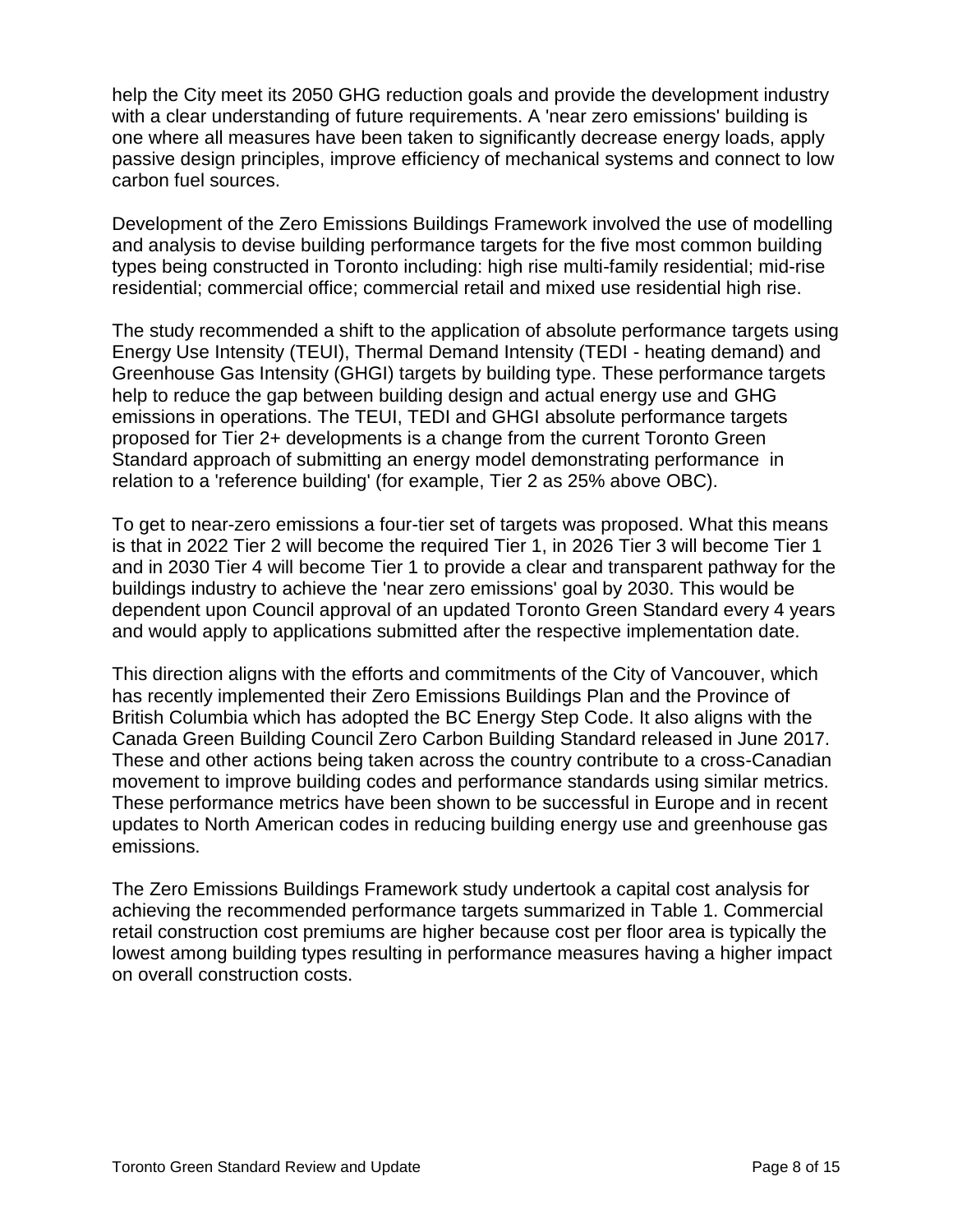help the City meet its 2050 GHG reduction goals and provide the development industry with a clear understanding of future requirements. A 'near zero emissions' building is one where all measures have been taken to significantly decrease energy loads, apply passive design principles, improve efficiency of mechanical systems and connect to low carbon fuel sources.

Development of the Zero Emissions Buildings Framework involved the use of modelling and analysis to devise building performance targets for the five most common building types being constructed in Toronto including: high rise multi-family residential; mid-rise residential; commercial office; commercial retail and mixed use residential high rise.

The study recommended a shift to the application of absolute performance targets using Energy Use Intensity (TEUI), Thermal Demand Intensity (TEDI - heating demand) and Greenhouse Gas Intensity (GHGI) targets by building type. These performance targets help to reduce the gap between building design and actual energy use and GHG emissions in operations. The TEUI, TEDI and GHGI absolute performance targets proposed for Tier 2+ developments is a change from the current Toronto Green Standard approach of submitting an energy model demonstrating performance in relation to a 'reference building' (for example, Tier 2 as 25% above OBC).

To get to near-zero emissions a four-tier set of targets was proposed. What this means is that in 2022 Tier 2 will become the required Tier 1, in 2026 Tier 3 will become Tier 1 and in 2030 Tier 4 will become Tier 1 to provide a clear and transparent pathway for the buildings industry to achieve the 'near zero emissions' goal by 2030. This would be dependent upon Council approval of an updated Toronto Green Standard every 4 years and would apply to applications submitted after the respective implementation date.

This direction aligns with the efforts and commitments of the City of Vancouver, which has recently implemented their Zero Emissions Buildings Plan and the Province of British Columbia which has adopted the BC Energy Step Code. It also aligns with the Canada Green Building Council Zero Carbon Building Standard released in June 2017. These and other actions being taken across the country contribute to a cross-Canadian movement to improve building codes and performance standards using similar metrics. These performance metrics have been shown to be successful in Europe and in recent updates to North American codes in reducing building energy use and greenhouse gas emissions.

The Zero Emissions Buildings Framework study undertook a capital cost analysis for achieving the recommended performance targets summarized in Table 1. Commercial retail construction cost premiums are higher because cost per floor area is typically the lowest among building types resulting in performance measures having a higher impact on overall construction costs.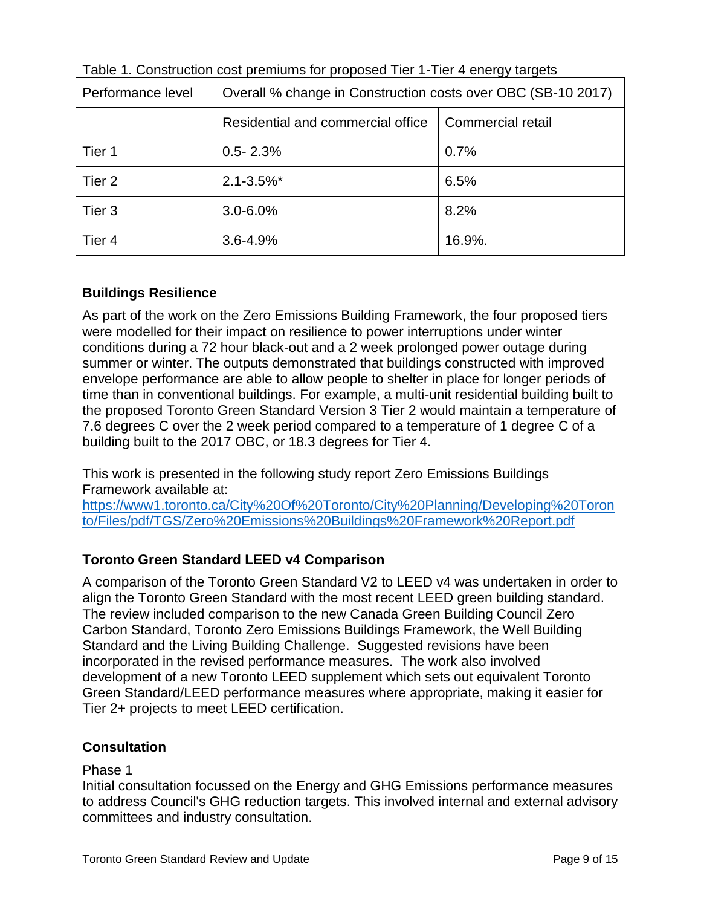Table 1. Construction cost premiums for proposed Tier 1-Tier 4 energy targets

| Performance level | Overall % change in Construction costs over OBC (SB-10 2017) | |
|---|---|---|
| | Residential and commercial office | Commercial retail |
| Tier 1 | 0.5- 2.3% | 0.7% |
| Tier 2 | 2.1-3.5%* | 6.5% |
| Tier 3 | 3.0-6.0% | 8.2% |
| Tier 4 | 3.6-4.9% | 16.9%. |

### Buildings Resilience

As part of the work on the Zero Emissions Building Framework, the four proposed tiers were modelled for their impact on resilience to power interruptions under winter conditions during a 72 hour black-out and a 2 week prolonged power outage during summer or winter. The outputs demonstrated that buildings constructed with improved envelope performance are able to allow people to shelter in place for longer periods of time than in conventional buildings. For example, a multi-unit residential building built to the proposed Toronto Green Standard Version 3 Tier 2 would maintain a temperature of 7.6 degrees C over the 2 week period compared to a temperature of 1 degree C of a building built to the 2017 OBC, or 18.3 degrees for Tier 4.

This work is presented in the following study report Zero Emissions Buildings Framework available at:
[https://www1.toronto.ca/City%20Of%20Toronto/City%20Planning/Developing%20Toronto/Files/pdf/TGS/Zero%20Emissions%20Buildings%20Framework%20Report.pdf](https://www1.toronto.ca/City%20Of%20Toronto/City%20Planning/Developing%20Toronto/Files/pdf/TGS/Zero%20Emissions%20Buildings%20Framework%20Report.pdf)

### Toronto Green Standard LEED v4 Comparison

A comparison of the Toronto Green Standard V2 to LEED v4 was undertaken in order to align the Toronto Green Standard with the most recent LEED green building standard. The review included comparison to the new Canada Green Building Council Zero Carbon Standard, Toronto Zero Emissions Buildings Framework, the Well Building Standard and the Living Building Challenge. Suggested revisions have been incorporated in the revised performance measures. The work also involved development of a new Toronto LEED supplement which sets out equivalent Toronto Green Standard/LEED performance measures where appropriate, making it easier for Tier 2+ projects to meet LEED certification.

### Consultation

Phase 1
Initial consultation focussed on the Energy and GHG Emissions performance measures to address Council's GHG reduction targets. This involved internal and external advisory committees and industry consultation.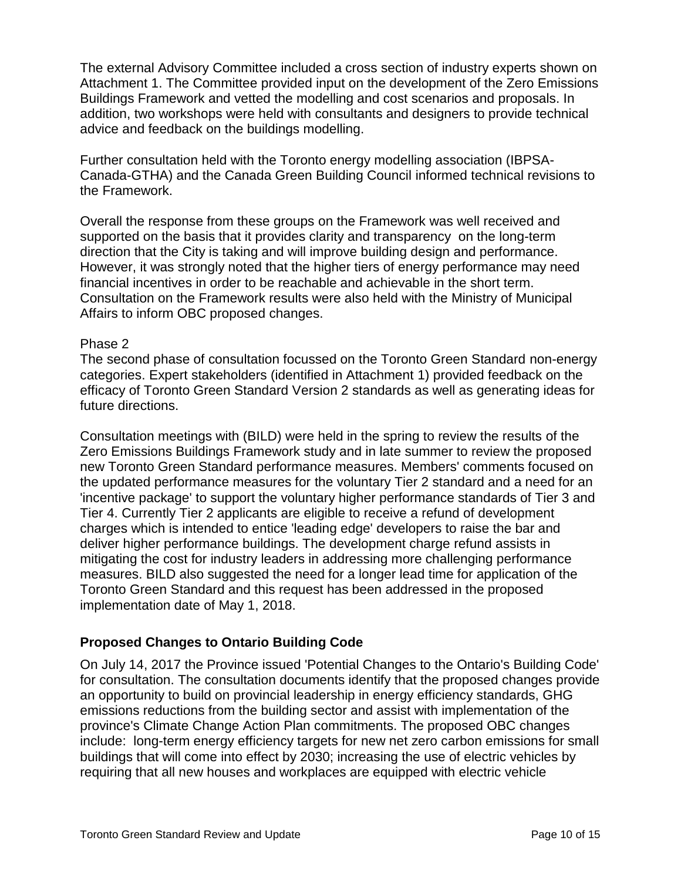The external Advisory Committee included a cross section of industry experts shown on Attachment 1. The Committee provided input on the development of the Zero Emissions Buildings Framework and vetted the modelling and cost scenarios and proposals. In addition, two workshops were held with consultants and designers to provide technical advice and feedback on the buildings modelling.

Further consultation held with the Toronto energy modelling association (IBPSA-Canada-GTHA) and the Canada Green Building Council informed technical revisions to the Framework.

Overall the response from these groups on the Framework was well received and supported on the basis that it provides clarity and transparency on the long-term direction that the City is taking and will improve building design and performance. However, it was strongly noted that the higher tiers of energy performance may need financial incentives in order to be reachable and achievable in the short term. Consultation on the Framework results were also held with the Ministry of Municipal Affairs to inform OBC proposed changes.

Phase 2

The second phase of consultation focussed on the Toronto Green Standard non-energy categories. Expert stakeholders (identified in Attachment 1) provided feedback on the efficacy of Toronto Green Standard Version 2 standards as well as generating ideas for future directions.

Consultation meetings with (BILD) were held in the spring to review the results of the Zero Emissions Buildings Framework study and in late summer to review the proposed new Toronto Green Standard performance measures. Members' comments focused on the updated performance measures for the voluntary Tier 2 standard and a need for an 'incentive package' to support the voluntary higher performance standards of Tier 3 and Tier 4. Currently Tier 2 applicants are eligible to receive a refund of development charges which is intended to entice 'leading edge' developers to raise the bar and deliver higher performance buildings. The development charge refund assists in mitigating the cost for industry leaders in addressing more challenging performance measures. BILD also suggested the need for a longer lead time for application of the Toronto Green Standard and this request has been addressed in the proposed implementation date of May 1, 2018.

### Proposed Changes to Ontario Building Code

On July 14, 2017 the Province issued 'Potential Changes to the Ontario's Building Code' for consultation. The consultation documents identify that the proposed changes provide an opportunity to build on provincial leadership in energy efficiency standards, GHG emissions reductions from the building sector and assist with implementation of the province's Climate Change Action Plan commitments. The proposed OBC changes include: long-term energy efficiency targets for new net zero carbon emissions for small buildings that will come into effect by 2030; increasing the use of electric vehicles by requiring that all new houses and workplaces are equipped with electric vehicle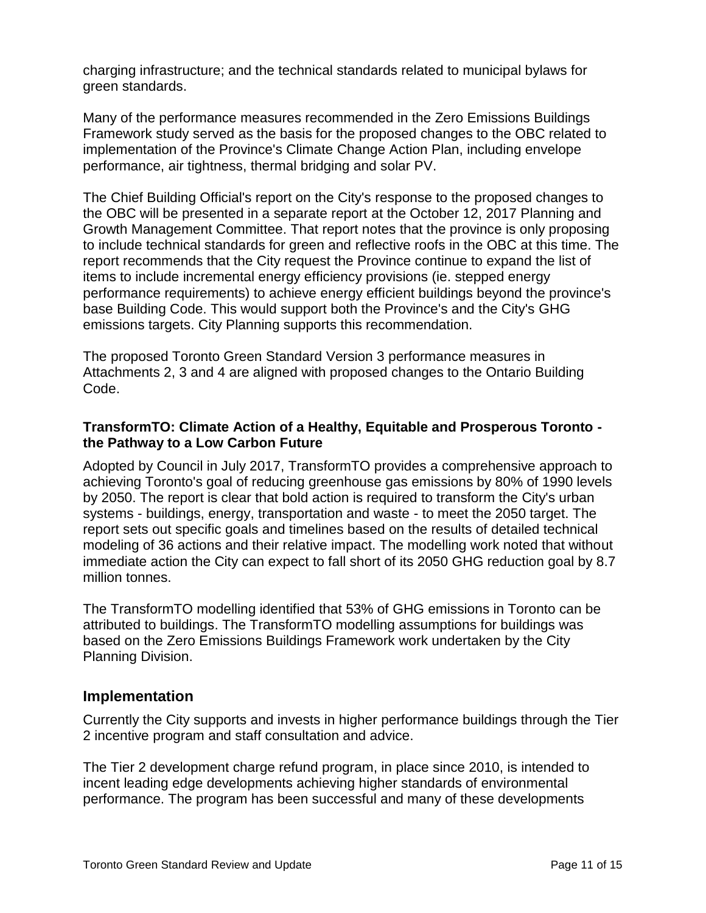charging infrastructure; and the technical standards related to municipal bylaws for green standards.

Many of the performance measures recommended in the Zero Emissions Buildings Framework study served as the basis for the proposed changes to the OBC related to implementation of the Province's Climate Change Action Plan, including envelope performance, air tightness, thermal bridging and solar PV.

The Chief Building Official's report on the City's response to the proposed changes to the OBC will be presented in a separate report at the October 12, 2017 Planning and Growth Management Committee. That report notes that the province is only proposing to include technical standards for green and reflective roofs in the OBC at this time. The report recommends that the City request the Province continue to expand the list of items to include incremental energy efficiency provisions (ie. stepped energy performance requirements) to achieve energy efficient buildings beyond the province's base Building Code. This would support both the Province's and the City's GHG emissions targets. City Planning supports this recommendation.

The proposed Toronto Green Standard Version 3 performance measures in Attachments 2, 3 and 4 are aligned with proposed changes to the Ontario Building Code.

**TransformTO: Climate Action of a Healthy, Equitable and Prosperous Toronto - the Pathway to a Low Carbon Future**

Adopted by Council in July 2017, TransformTO provides a comprehensive approach to achieving Toronto's goal of reducing greenhouse gas emissions by 80% of 1990 levels by 2050. The report is clear that bold action is required to transform the City's urban systems - buildings, energy, transportation and waste - to meet the 2050 target. The report sets out specific goals and timelines based on the results of detailed technical modeling of 36 actions and their relative impact. The modelling work noted that without immediate action the City can expect to fall short of its 2050 GHG reduction goal by 8.7 million tonnes.

The TransformTO modelling identified that 53% of GHG emissions in Toronto can be attributed to buildings. The TransformTO modelling assumptions for buildings was based on the Zero Emissions Buildings Framework work undertaken by the City Planning Division.

## Implementation

Currently the City supports and invests in higher performance buildings through the Tier 2 incentive program and staff consultation and advice.

The Tier 2 development charge refund program, in place since 2010, is intended to incent leading edge developments achieving higher standards of environmental performance. The program has been successful and many of these developments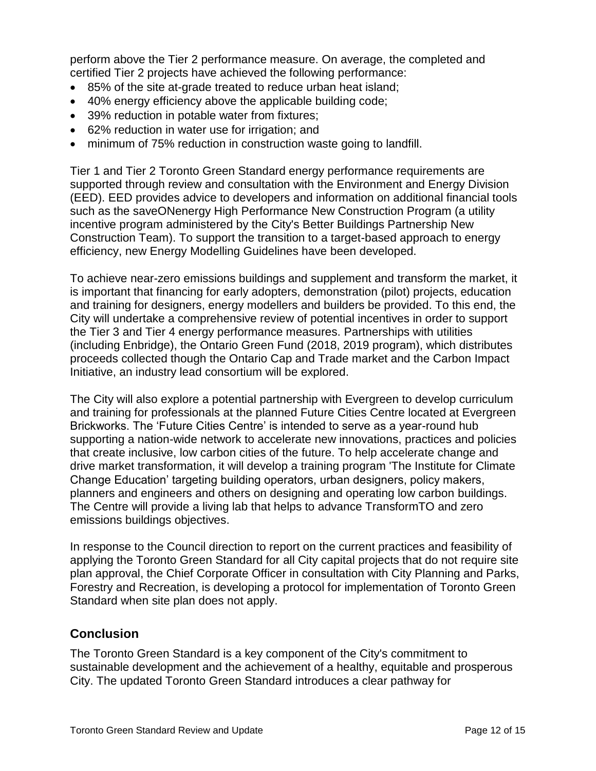perform above the Tier 2 performance measure. On average, the completed and certified Tier 2 projects have achieved the following performance:

- 85% of the site at-grade treated to reduce urban heat island;
- 40% energy efficiency above the applicable building code;
- 39% reduction in potable water from fixtures;
- 62% reduction in water use for irrigation; and
- minimum of 75% reduction in construction waste going to landfill.

Tier 1 and Tier 2 Toronto Green Standard energy performance requirements are supported through review and consultation with the Environment and Energy Division (EED). EED provides advice to developers and information on additional financial tools such as the saveONenergy High Performance New Construction Program (a utility incentive program administered by the City's Better Buildings Partnership New Construction Team). To support the transition to a target-based approach to energy efficiency, new Energy Modelling Guidelines have been developed.

To achieve near-zero emissions buildings and supplement and transform the market, it is important that financing for early adopters, demonstration (pilot) projects, education and training for designers, energy modellers and builders be provided. To this end, the City will undertake a comprehensive review of potential incentives in order to support the Tier 3 and Tier 4 energy performance measures. Partnerships with utilities (including Enbridge), the Ontario Green Fund (2018, 2019 program), which distributes proceeds collected though the Ontario Cap and Trade market and the Carbon Impact Initiative, an industry lead consortium will be explored.

The City will also explore a potential partnership with Evergreen to develop curriculum and training for professionals at the planned Future Cities Centre located at Evergreen Brickworks. The 'Future Cities Centre' is intended to serve as a year-round hub supporting a nation-wide network to accelerate new innovations, practices and policies that create inclusive, low carbon cities of the future. To help accelerate change and drive market transformation, it will develop a training program 'The Institute for Climate Change Education' targeting building operators, urban designers, policy makers, planners and engineers and others on designing and operating low carbon buildings. The Centre will provide a living lab that helps to advance TransformTO and zero emissions buildings objectives.

In response to the Council direction to report on the current practices and feasibility of applying the Toronto Green Standard for all City capital projects that do not require site plan approval, the Chief Corporate Officer in consultation with City Planning and Parks, Forestry and Recreation, is developing a protocol for implementation of Toronto Green Standard when site plan does not apply.

## Conclusion

The Toronto Green Standard is a key component of the City's commitment to sustainable development and the achievement of a healthy, equitable and prosperous City. The updated Toronto Green Standard introduces a clear pathway for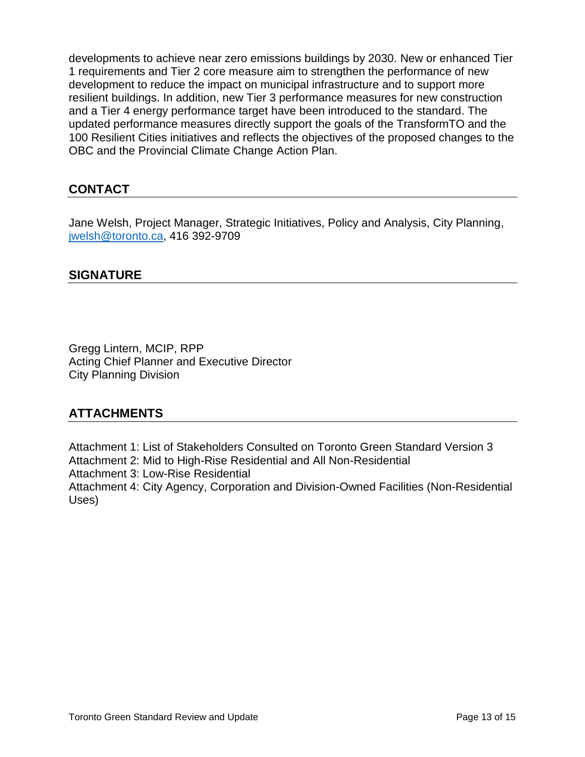developments to achieve near zero emissions buildings by 2030. New or enhanced Tier 1 requirements and Tier 2 core measure aim to strengthen the performance of new development to reduce the impact on municipal infrastructure and to support more resilient buildings. In addition, new Tier 3 performance measures for new construction and a Tier 4 energy performance target have been introduced to the standard. The updated performance measures directly support the goals of the TransformTO and the 100 Resilient Cities initiatives and reflects the objectives of the proposed changes to the OBC and the Provincial Climate Change Action Plan.

## CONTACT

Jane Welsh, Project Manager, Strategic Initiatives, Policy and Analysis, City Planning, jwelsh@toronto.ca, 416 392-9709

## SIGNATURE

Gregg Lintern, MCIP, RPP
Acting Chief Planner and Executive Director
City Planning Division

## ATTACHMENTS

Attachment 1: List of Stakeholders Consulted on Toronto Green Standard Version 3
Attachment 2: Mid to High-Rise Residential and All Non-Residential
Attachment 3: Low-Rise Residential
Attachment 4: City Agency, Corporation and Division-Owned Facilities (Non-Residential Uses)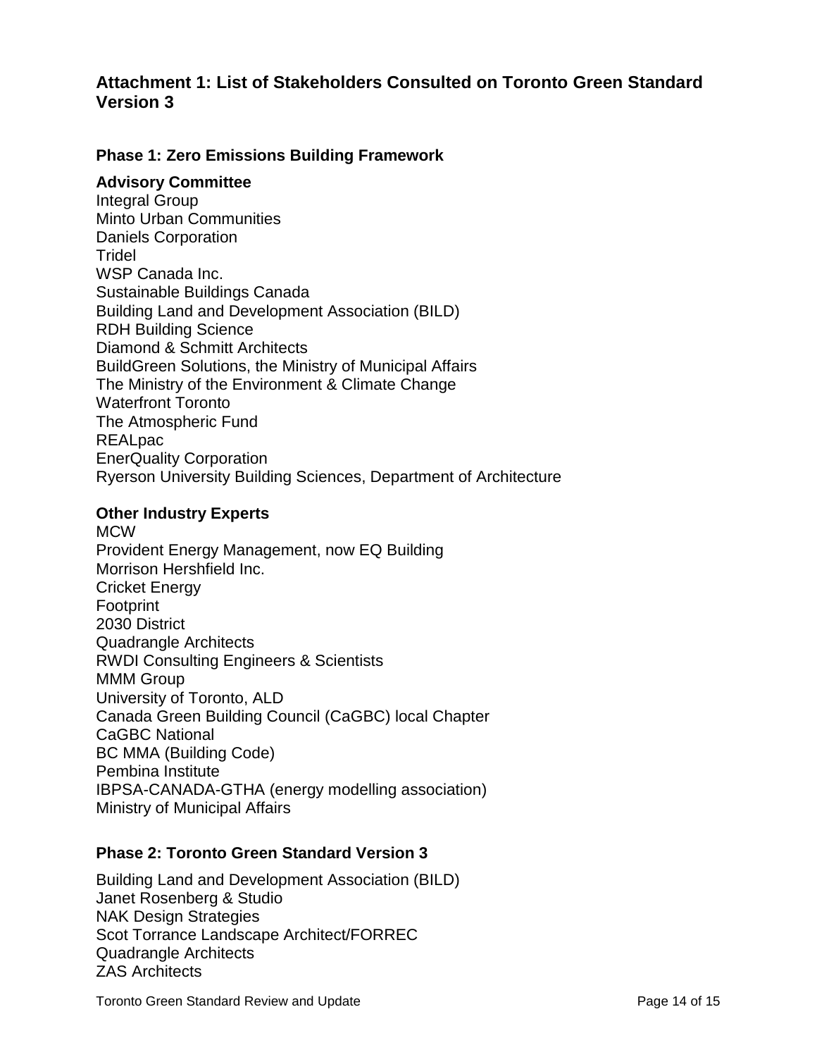## Attachment 1: List of Stakeholders Consulted on Toronto Green Standard Version 3

### Phase 1: Zero Emissions Building Framework

**Advisory Committee**

Integral Group
Minto Urban Communities
Daniels Corporation
Tridel
WSP Canada Inc.
Sustainable Buildings Canada
Building Land and Development Association (BILD)
RDH Building Science
Diamond & Schmitt Architects
BuildGreen Solutions, the Ministry of Municipal Affairs
The Ministry of the Environment & Climate Change
Waterfront Toronto
The Atmospheric Fund
REALpac
EnerQuality Corporation
Ryerson University Building Sciences, Department of Architecture

**Other Industry Experts**

MCW
Provident Energy Management, now EQ Building
Morrison Hershfield Inc.
Cricket Energy
Footprint
2030 District
Quadrangle Architects
RWDI Consulting Engineers & Scientists
MMM Group
University of Toronto, ALD
Canada Green Building Council (CaGBC) local Chapter
CaGBC National
BC MMA (Building Code)
Pembina Institute
IBPSA-CANADA-GTHA (energy modelling association)
Ministry of Municipal Affairs

### Phase 2: Toronto Green Standard Version 3

Building Land and Development Association (BILD)
Janet Rosenberg & Studio
NAK Design Strategies
Scot Torrance Landscape Architect/FORREC
Quadrangle Architects
ZAS Architects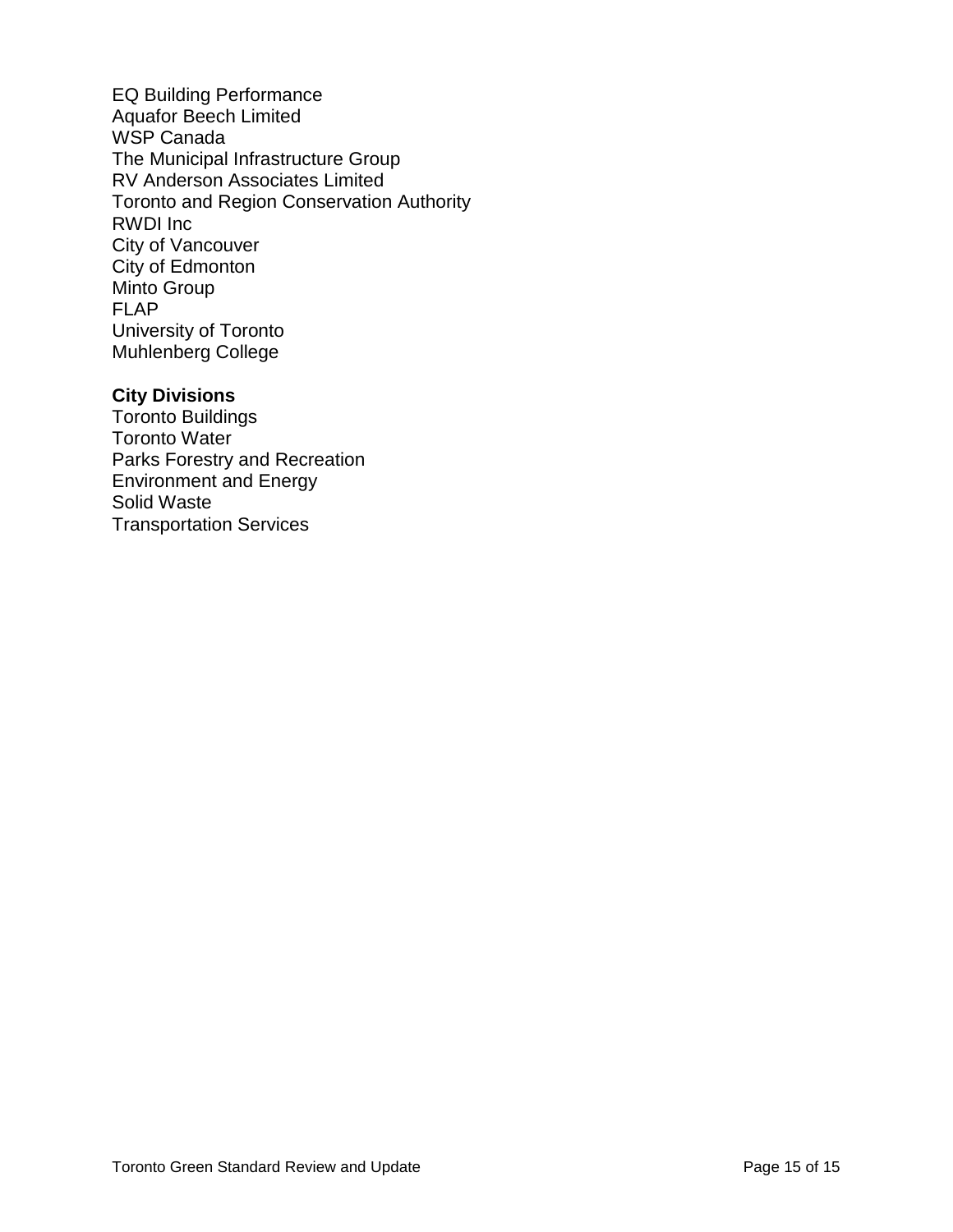EQ Building Performance
Aquafor Beech Limited
WSP Canada
The Municipal Infrastructure Group
RV Anderson Associates Limited
Toronto and Region Conservation Authority
RWDI Inc
City of Vancouver
City of Edmonton
Minto Group
FLAP
University of Toronto
Muhlenberg College

**City Divisions**
Toronto Buildings
Toronto Water
Parks Forestry and Recreation
Environment and Energy
Solid Waste
Transportation Services